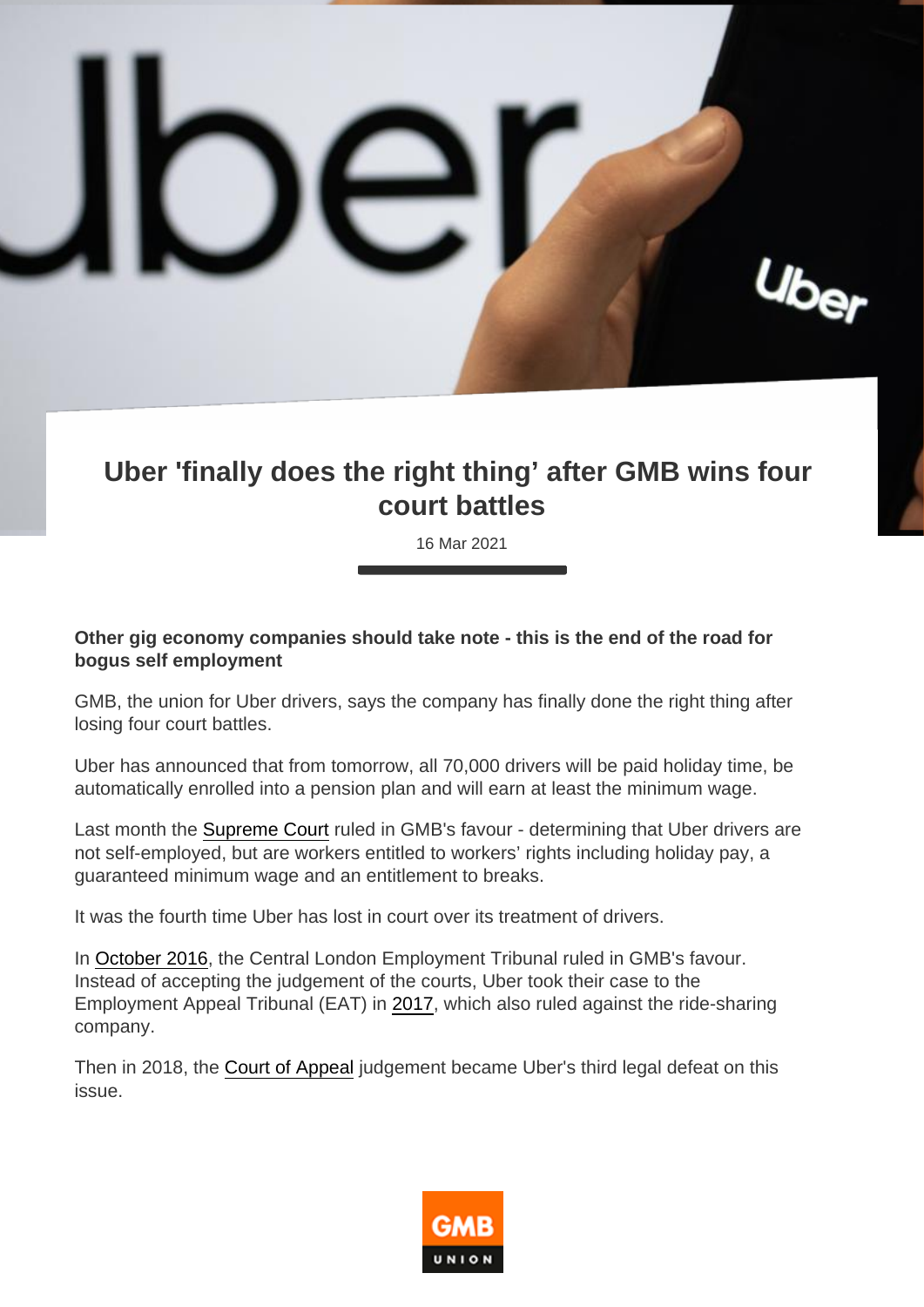# Uber 'finally does the right thing' after GMB wins four court battles

16 Mar 2021

**Other gig economy companies should take note - this is the end of the road for bogus self employment**

GMB, the union for Uber drivers, says the company has finally done the right thing after losing four court battles.

Uber has announced that from tomorrow, all 70,000 drivers will be paid holiday time, be automatically enrolled into a pension plan and will earn at least the minimum wage.

Last month the Supreme Court ruled in GMB's favour - determining that Uber drivers are not self-employed, but are workers entitled to workers' rights including holiday pay, a guaranteed minimum wage and an entitlement to breaks.

It was the fourth time Uber has lost in court over its treatment of drivers.

In October 2016, the Central London Employment Tribunal ruled in GMB's favour. Instead of accepting the judgement of the courts, Uber took their case to the Employment Appeal Tribunal (EAT) in 2017, which also ruled against the ride-sharing company.

Then in 2018, the Court of Appeal judgement became Uber's third legal defeat on this issue.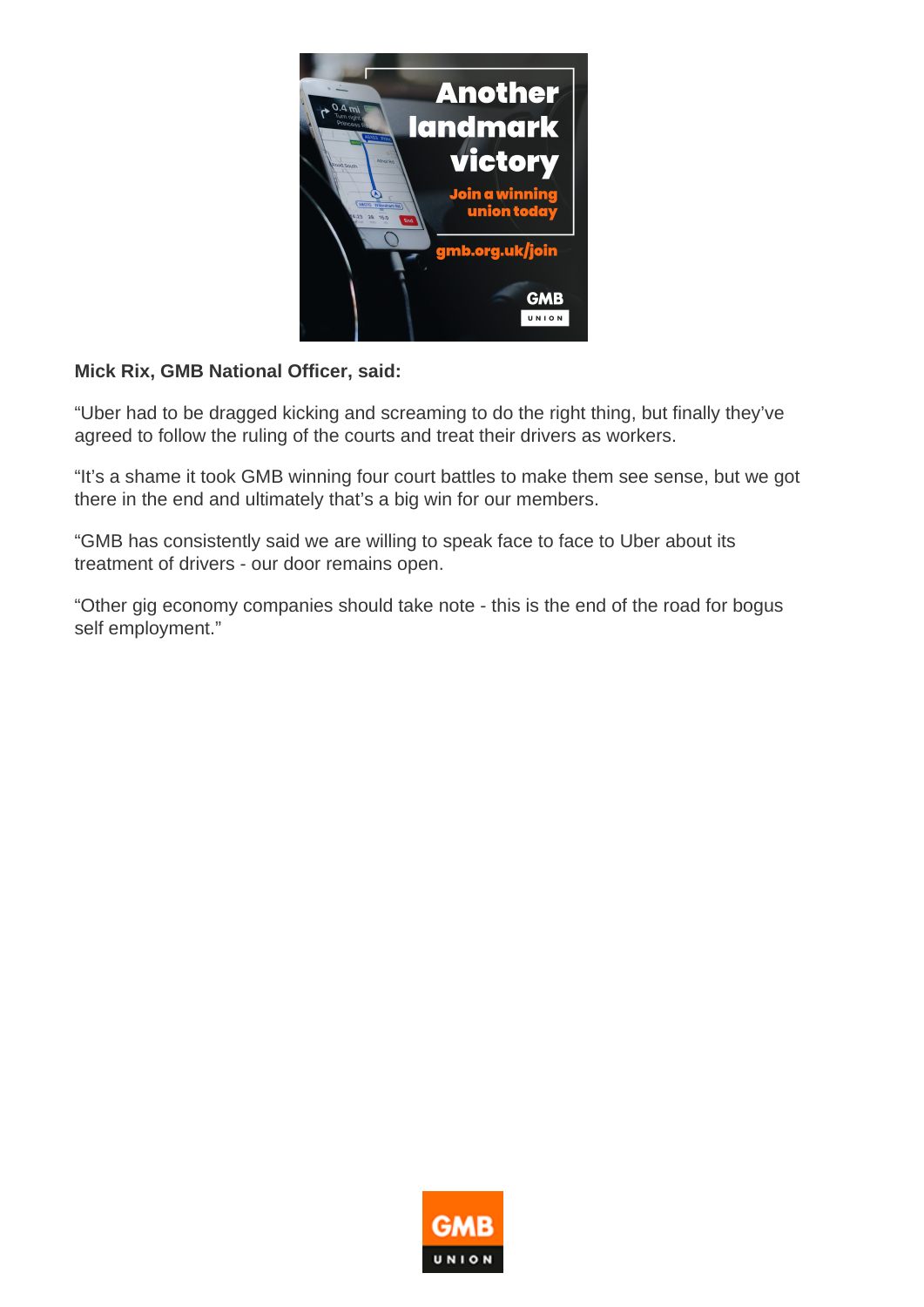**Mick Rix, GMB National Officer, said:**

“Uber had to be dragged kicking and screaming to do the right thing, but finally they’ve agreed to follow the ruling of the courts and treat their drivers as workers.

“It’s a shame it took GMB winning four court battles to make them see sense, but we got there in the end and ultimately that’s a big win for our members.

“GMB has consistently said we are willing to speak face to face to Uber about its treatment of drivers - our door remains open.

“Other gig economy companies should take note - this is the end of the road for bogus self employment.”